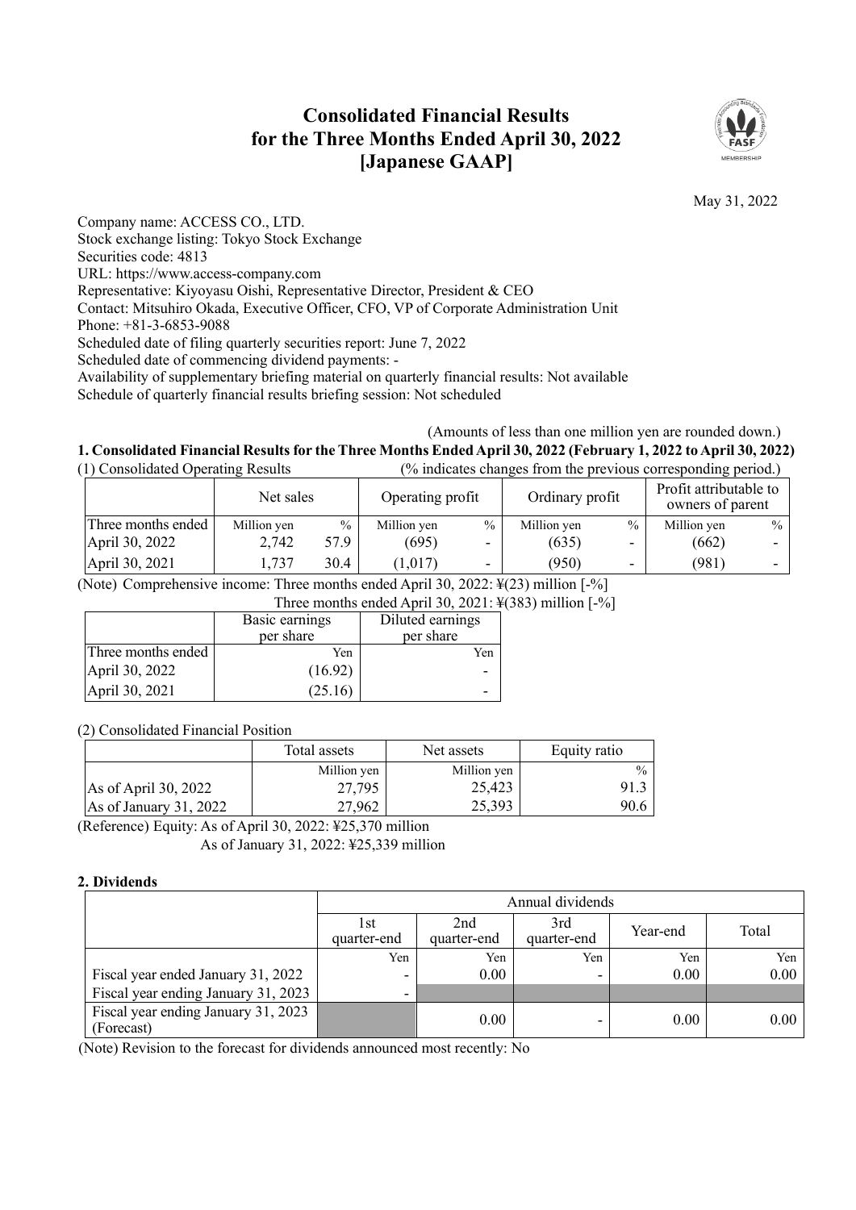# Consolidated Financial Results for the Three Months Ended April 30, 2022 [Japanese GAAP]

May 31, 2022

Company name: ACCESS CO., LTD.
Stock exchange listing: Tokyo Stock Exchange
Securities code: 4813
URL: https://www.access-company.com
Representative: Kiyoyasu Oishi, Representative Director, President & CEO
Contact: Mitsuhiro Okada, Executive Officer, CFO, VP of Corporate Administration Unit
Phone: +81-3-6853-9088
Scheduled date of filing quarterly securities report: June 7, 2022
Scheduled date of commencing dividend payments: -
Availability of supplementary briefing material on quarterly financial results: Not available
Schedule of quarterly financial results briefing session: Not scheduled

(Amounts of less than one million yen are rounded down.)

## 1. Consolidated Financial Results for the Three Months Ended April 30, 2022 (February 1, 2022 to April 30, 2022)

(1) Consolidated Operating Results (% indicates changes from the previous corresponding period.)

| | Net sales | | Operating profit | | Ordinary profit | | Profit attributable to owners of parent | |
|---|---|---|---|---|---|---|---|---|
| Three months ended | Million yen | % | Million yen | % | Million yen | % | Million yen | % |
| April 30, 2022 | 2,742 | 57.9 | (695) | - | (635) | - | (662) | - |
| April 30, 2021 | 1,737 | 30.4 | (1,017) | - | (950) | - | (981) | - |

(Note) Comprehensive income: Three months ended April 30, 2022: ¥(23) million [-%]
Three months ended April 30, 2021: ¥(383) million [-%]

| | Basic earnings per share | Diluted earnings per share |
|---|---|---|
| Three months ended | Yen | Yen |
| April 30, 2022 | (16.92) | - |
| April 30, 2021 | (25.16) | - |

(2) Consolidated Financial Position

| | Total assets | Net assets | Equity ratio |
|---|---|---|---|
| | Million yen | Million yen | % |
| As of April 30, 2022 | 27,795 | 25,423 | 91.3 |
| As of January 31, 2022 | 27,962 | 25,393 | 90.6 |

(Reference) Equity: As of April 30, 2022: ¥25,370 million
As of January 31, 2022: ¥25,339 million

## 2. Dividends

| | Annual dividends | | | | |
|---|---|---|---|---|---|
| | 1st quarter-end | 2nd quarter-end | 3rd quarter-end | Year-end | Total |
| | Yen | Yen | Yen | Yen | Yen |
| Fiscal year ended January 31, 2022 | - | 0.00 | - | 0.00 | 0.00 |
| Fiscal year ending January 31, 2023 | - | | | | |
| Fiscal year ending January 31, 2023 (Forecast) | | 0.00 | - | 0.00 | 0.00 |

(Note) Revision to the forecast for dividends announced most recently: No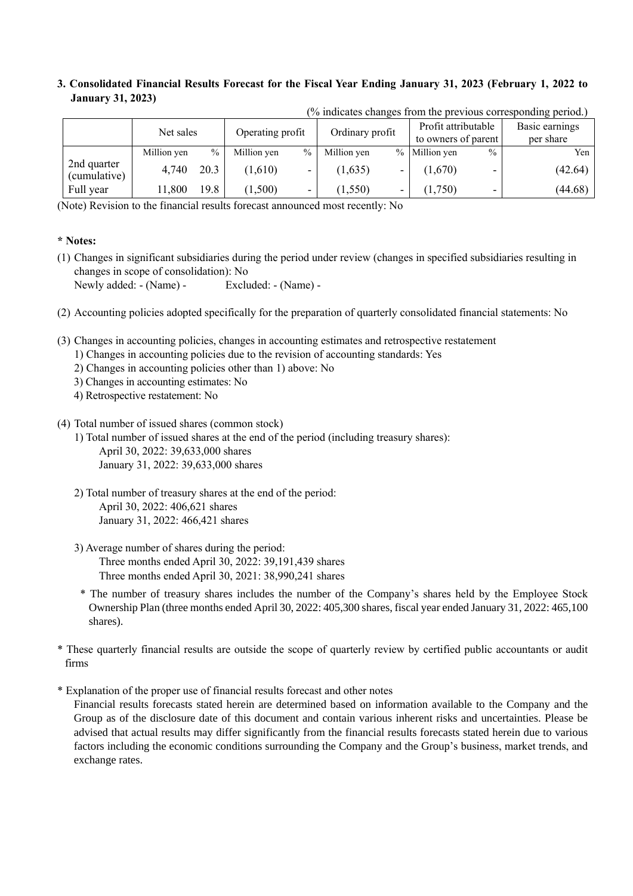### 3. Consolidated Financial Results Forecast for the Fiscal Year Ending January 31, 2023 (February 1, 2022 to January 31, 2023)

(% indicates changes from the previous corresponding period.)

| | Net sales | | Operating profit | | Ordinary profit | | Profit attributable to owners of parent | | Basic earnings per share |
|---|---|---|---|---|---|---|---|---|---|
| | Million yen | % | Million yen | % | Million yen | % | Million yen | % | Yen |
| 2nd quarter (cumulative) | 4,740 | 20.3 | (1,610) | - | (1,635) | - | (1,670) | - | (42.64) |
| Full year | 11,800 | 19.8 | (1,500) | - | (1,550) | - | (1,750) | - | (44.68) |

(Note) Revision to the financial results forecast announced most recently: No

**\* Notes:**

(1) Changes in significant subsidiaries during the period under review (changes in specified subsidiaries resulting in changes in scope of consolidation): No
Newly added: - (Name) - Excluded: - (Name) -

(2) Accounting policies adopted specifically for the preparation of quarterly consolidated financial statements: No

(3) Changes in accounting policies, changes in accounting estimates and retrospective restatement
1) Changes in accounting policies due to the revision of accounting standards: Yes
2) Changes in accounting policies other than 1) above: No
3) Changes in accounting estimates: No
4) Retrospective restatement: No

(4) Total number of issued shares (common stock)
1) Total number of issued shares at the end of the period (including treasury shares):
April 30, 2022: 39,633,000 shares
January 31, 2022: 39,633,000 shares

2) Total number of treasury shares at the end of the period:
April 30, 2022: 406,621 shares
January 31, 2022: 466,421 shares

3) Average number of shares during the period:
Three months ended April 30, 2022: 39,191,439 shares
Three months ended April 30, 2021: 38,990,241 shares

\* The number of treasury shares includes the number of the Company's shares held by the Employee Stock Ownership Plan (three months ended April 30, 2022: 405,300 shares, fiscal year ended January 31, 2022: 465,100 shares).

\* These quarterly financial results are outside the scope of quarterly review by certified public accountants or audit firms

\* Explanation of the proper use of financial results forecast and other notes
Financial results forecasts stated herein are determined based on information available to the Company and the Group as of the disclosure date of this document and contain various inherent risks and uncertainties. Please be advised that actual results may differ significantly from the financial results forecasts stated herein due to various factors including the economic conditions surrounding the Company and the Group's business, market trends, and exchange rates.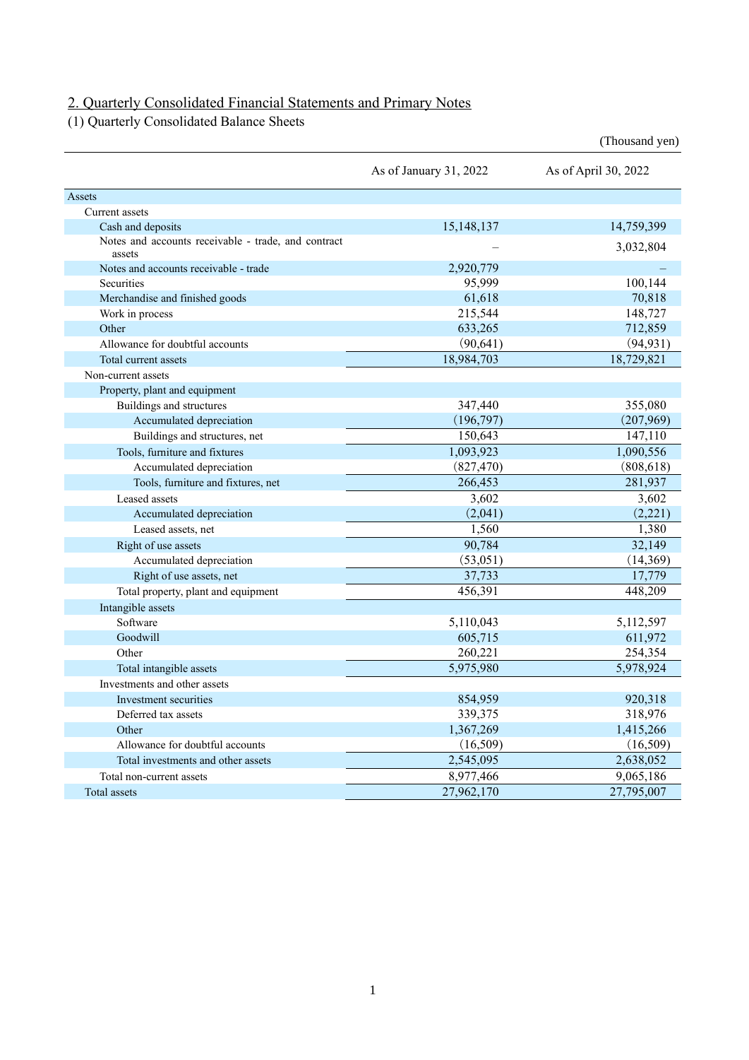## 2. Quarterly Consolidated Financial Statements and Primary Notes

### (1) Quarterly Consolidated Balance Sheets

(Thousand yen)

| | As of January 31, 2022 | As of April 30, 2022 |
|---|---|---|
| Assets | | |
| Current assets | | |
| Cash and deposits | 15,148,137 | 14,759,399 |
| Notes and accounts receivable - trade, and contract assets | – | 3,032,804 |
| Notes and accounts receivable - trade | 2,920,779 | – |
| Securities | 95,999 | 100,144 |
| Merchandise and finished goods | 61,618 | 70,818 |
| Work in process | 215,544 | 148,727 |
| Other | 633,265 | 712,859 |
| Allowance for doubtful accounts | (90,641) | (94,931) |
| Total current assets | 18,984,703 | 18,729,821 |
| Non-current assets | | |
| Property, plant and equipment | | |
| Buildings and structures | 347,440 | 355,080 |
| Accumulated depreciation | (196,797) | (207,969) |
| Buildings and structures, net | 150,643 | 147,110 |
| Tools, furniture and fixtures | 1,093,923 | 1,090,556 |
| Accumulated depreciation | (827,470) | (808,618) |
| Tools, furniture and fixtures, net | 266,453 | 281,937 |
| Leased assets | 3,602 | 3,602 |
| Accumulated depreciation | (2,041) | (2,221) |
| Leased assets, net | 1,560 | 1,380 |
| Right of use assets | 90,784 | 32,149 |
| Accumulated depreciation | (53,051) | (14,369) |
| Right of use assets, net | 37,733 | 17,779 |
| Total property, plant and equipment | 456,391 | 448,209 |
| Intangible assets | | |
| Software | 5,110,043 | 5,112,597 |
| Goodwill | 605,715 | 611,972 |
| Other | 260,221 | 254,354 |
| Total intangible assets | 5,975,980 | 5,978,924 |
| Investments and other assets | | |
| Investment securities | 854,959 | 920,318 |
| Deferred tax assets | 339,375 | 318,976 |
| Other | 1,367,269 | 1,415,266 |
| Allowance for doubtful accounts | (16,509) | (16,509) |
| Total investments and other assets | 2,545,095 | 2,638,052 |
| Total non-current assets | 8,977,466 | 9,065,186 |
| Total assets | 27,962,170 | 27,795,007 |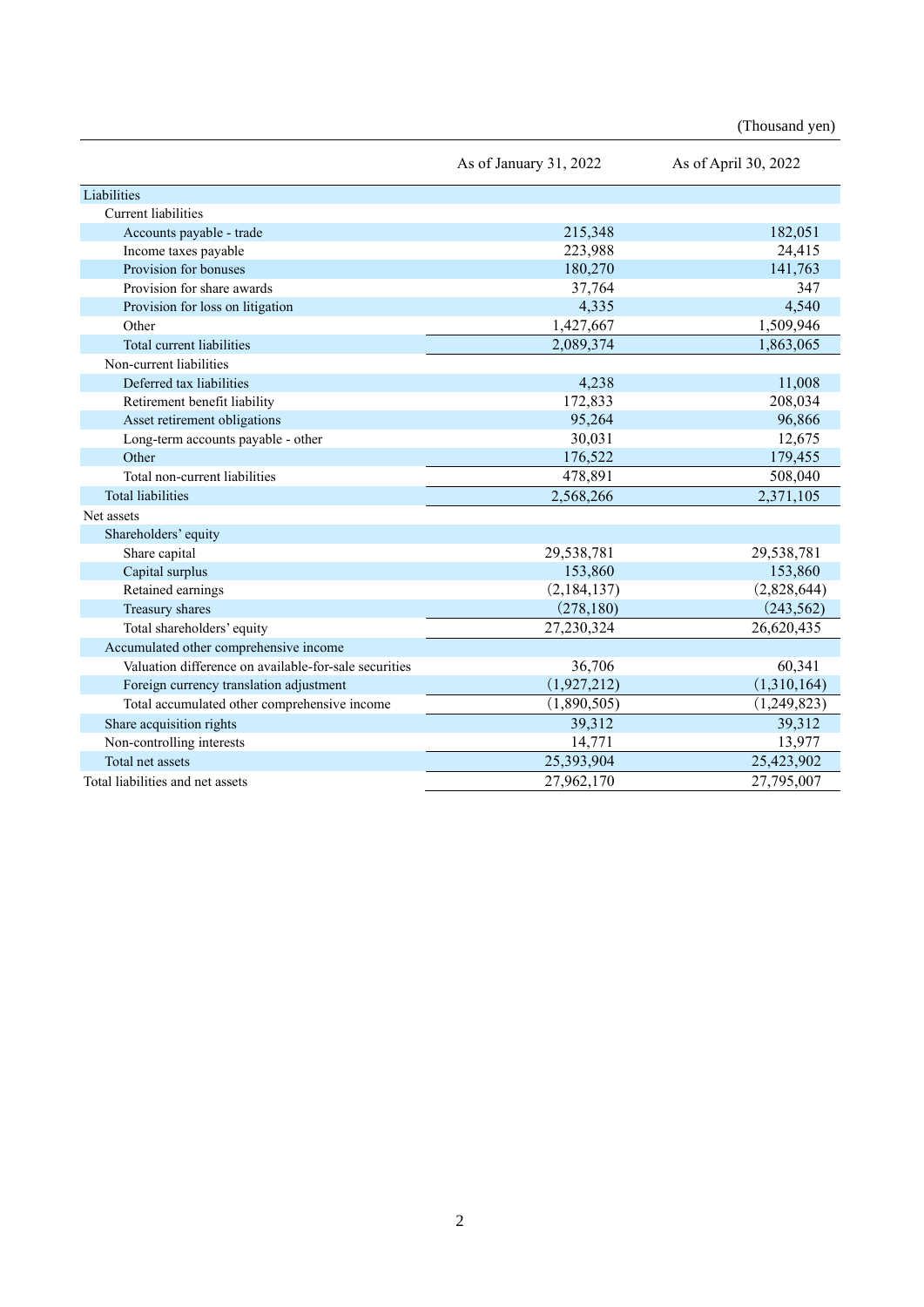(Thousand yen)

| | As of January 31, 2022 | As of April 30, 2022 |
|---|---|---|
| Liabilities | | |
| Current liabilities | | |
| Accounts payable - trade | 215,348 | 182,051 |
| Income taxes payable | 223,988 | 24,415 |
| Provision for bonuses | 180,270 | 141,763 |
| Provision for share awards | 37,764 | 347 |
| Provision for loss on litigation | 4,335 | 4,540 |
| Other | 1,427,667 | 1,509,946 |
| Total current liabilities | 2,089,374 | 1,863,065 |
| Non-current liabilities | | |
| Deferred tax liabilities | 4,238 | 11,008 |
| Retirement benefit liability | 172,833 | 208,034 |
| Asset retirement obligations | 95,264 | 96,866 |
| Long-term accounts payable - other | 30,031 | 12,675 |
| Other | 176,522 | 179,455 |
| Total non-current liabilities | 478,891 | 508,040 |
| Total liabilities | 2,568,266 | 2,371,105 |
| Net assets | | |
| Shareholders' equity | | |
| Share capital | 29,538,781 | 29,538,781 |
| Capital surplus | 153,860 | 153,860 |
| Retained earnings | (2,184,137) | (2,828,644) |
| Treasury shares | (278,180) | (243,562) |
| Total shareholders' equity | 27,230,324 | 26,620,435 |
| Accumulated other comprehensive income | | |
| Valuation difference on available-for-sale securities | 36,706 | 60,341 |
| Foreign currency translation adjustment | (1,927,212) | (1,310,164) |
| Total accumulated other comprehensive income | (1,890,505) | (1,249,823) |
| Share acquisition rights | 39,312 | 39,312 |
| Non-controlling interests | 14,771 | 13,977 |
| Total net assets | 25,393,904 | 25,423,902 |
| Total liabilities and net assets | 27,962,170 | 27,795,007 |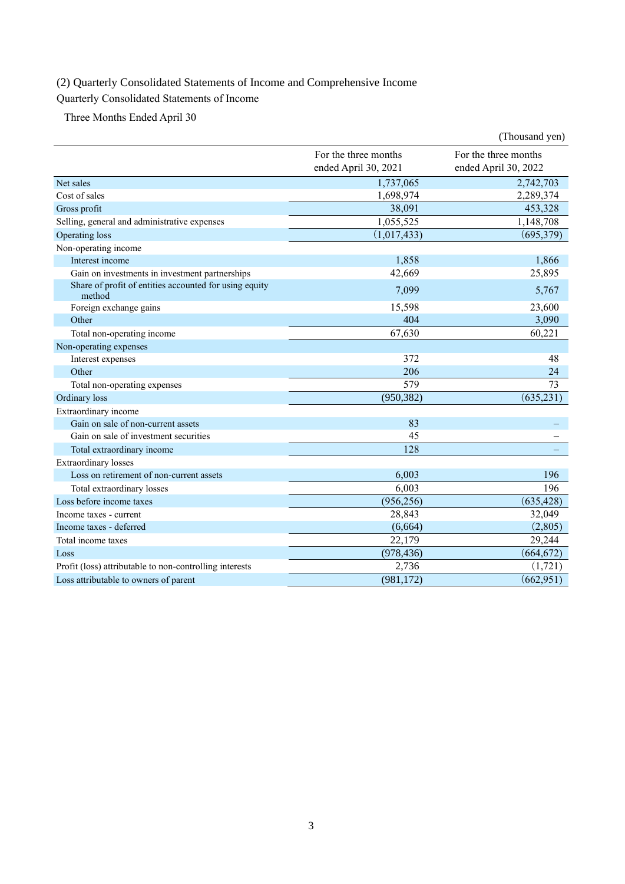(2) Quarterly Consolidated Statements of Income and Comprehensive Income

Quarterly Consolidated Statements of Income

Three Months Ended April 30

(Thousand yen)

| | For the three months ended April 30, 2021 | For the three months ended April 30, 2022 |
|---|---|---|
| Net sales | 1,737,065 | 2,742,703 |
| Cost of sales | 1,698,974 | 2,289,374 |
| Gross profit | 38,091 | 453,328 |
| Selling, general and administrative expenses | 1,055,525 | 1,148,708 |
| Operating loss | (1,017,433) | (695,379) |
| Non-operating income | | |
| Interest income | 1,858 | 1,866 |
| Gain on investments in investment partnerships | 42,669 | 25,895 |
| Share of profit of entities accounted for using equity method | 7,099 | 5,767 |
| Foreign exchange gains | 15,598 | 23,600 |
| Other | 404 | 3,090 |
| Total non-operating income | 67,630 | 60,221 |
| Non-operating expenses | | |
| Interest expenses | 372 | 48 |
| Other | 206 | 24 |
| Total non-operating expenses | 579 | 73 |
| Ordinary loss | (950,382) | (635,231) |
| Extraordinary income | | |
| Gain on sale of non-current assets | 83 | – |
| Gain on sale of investment securities | 45 | – |
| Total extraordinary income | 128 | – |
| Extraordinary losses | | |
| Loss on retirement of non-current assets | 6,003 | 196 |
| Total extraordinary losses | 6,003 | 196 |
| Loss before income taxes | (956,256) | (635,428) |
| Income taxes - current | 28,843 | 32,049 |
| Income taxes - deferred | (6,664) | (2,805) |
| Total income taxes | 22,179 | 29,244 |
| Loss | (978,436) | (664,672) |
| Profit (loss) attributable to non-controlling interests | 2,736 | (1,721) |
| Loss attributable to owners of parent | (981,172) | (662,951) |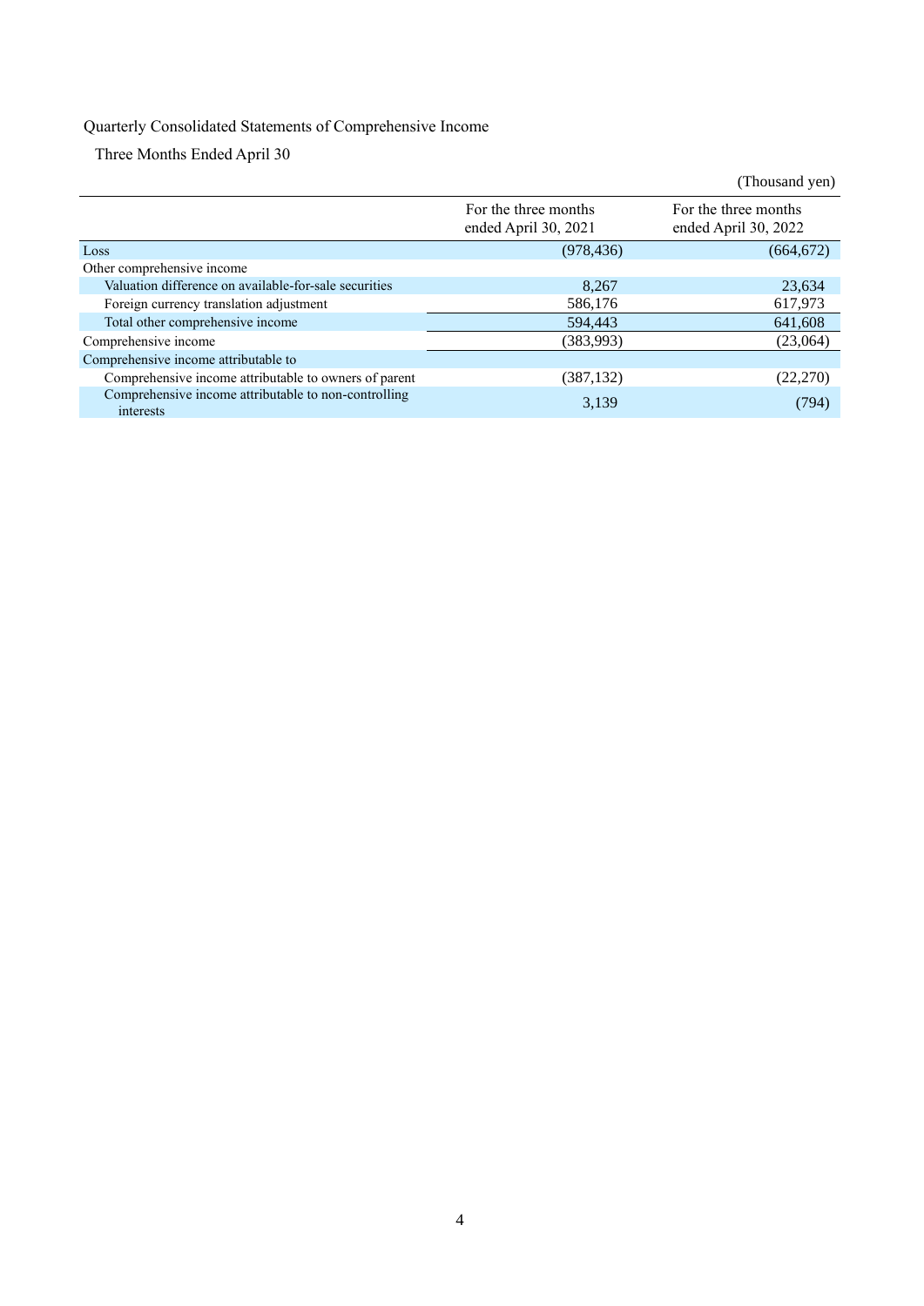Quarterly Consolidated Statements of Comprehensive Income

Three Months Ended April 30

(Thousand yen)

| | For the three months ended April 30, 2021 | For the three months ended April 30, 2022 |
|---|---|---|
| Loss | (978,436) | (664,672) |
| Other comprehensive income | | |
| Valuation difference on available-for-sale securities | 8,267 | 23,634 |
| Foreign currency translation adjustment | 586,176 | 617,973 |
| Total other comprehensive income | 594,443 | 641,608 |
| Comprehensive income | (383,993) | (23,064) |
| Comprehensive income attributable to | | |
| Comprehensive income attributable to owners of parent | (387,132) | (22,270) |
| Comprehensive income attributable to non-controlling interests | 3,139 | (794) |